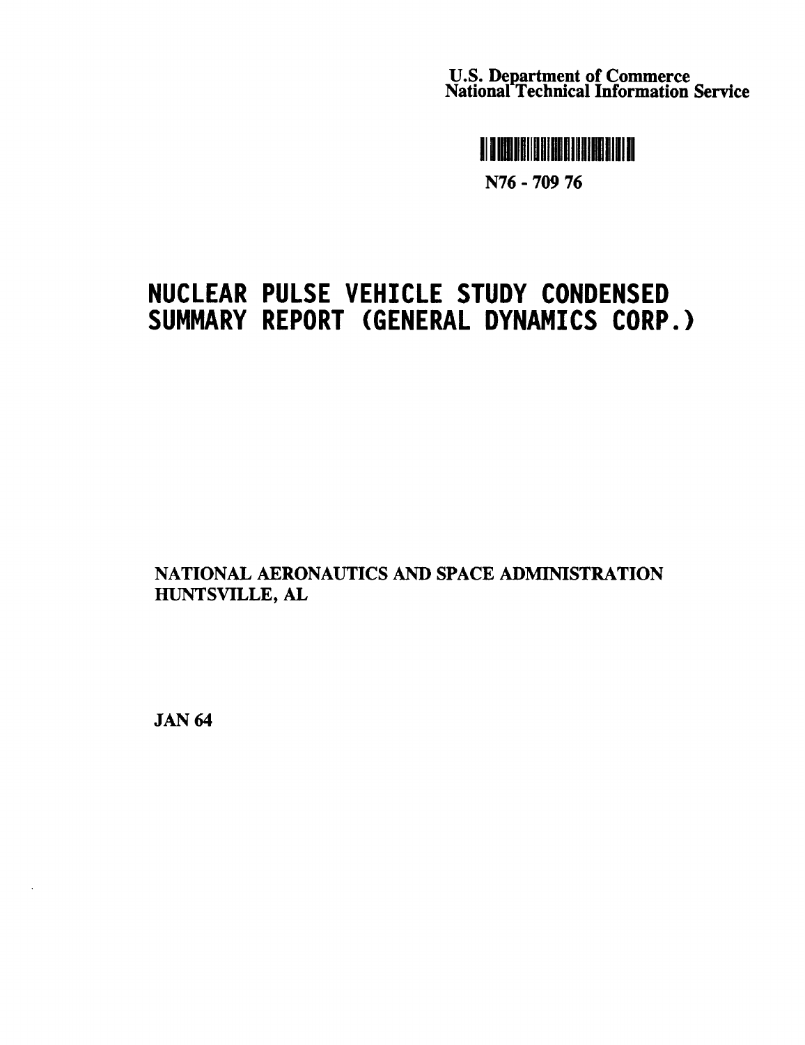U.S. Department of Commerce
National Technical Information Service

N76 - 709 76

# NUCLEAR PULSE VEHICLE STUDY CONDENSED SUMMARY REPORT (GENERAL DYNAMICS CORP.)

NATIONAL AERONAUTICS AND SPACE ADMINISTRATION
HUNTSVILLE, AL

JAN 64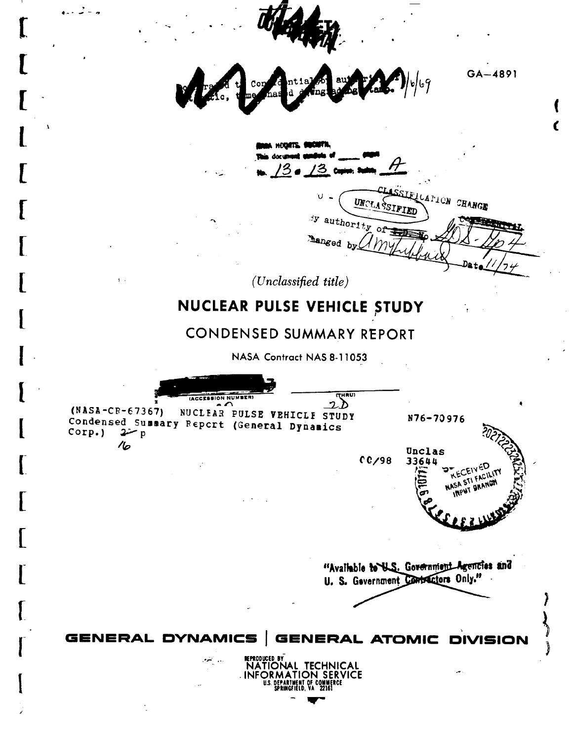GA-4891

No. 13 of 13 Copies, Series A

CLASSIFICATION CHANGE

UNCLASSIFIED

By authority of GDS-Gp4

Changed by Amy Tubbs Date 11/74

*(Unclassified title)*

# NUCLEAR PULSE VEHICLE STUDY

## CONDENSED SUMMARY REPORT

NASA Contract NAS 8-11053

(NASA-CR-67367) NUCLEAR PULSE VEHICLE STUDY Condensed Summary Report (General Dynamics Corp.) 22 p

N76-70976

Unclas

00/98 33644

RECEIVED NASA STI FACILITY INPUT BRANCH

"Available to U.S. Government Agencies and U. S. Government Contractors Only."

**GENERAL DYNAMICS | GENERAL ATOMIC DIVISION**

REPRODUCED BY NATIONAL TECHNICAL INFORMATION SERVICE U.S. DEPARTMENT OF COMMERCE SPRINGFIELD, VA 22161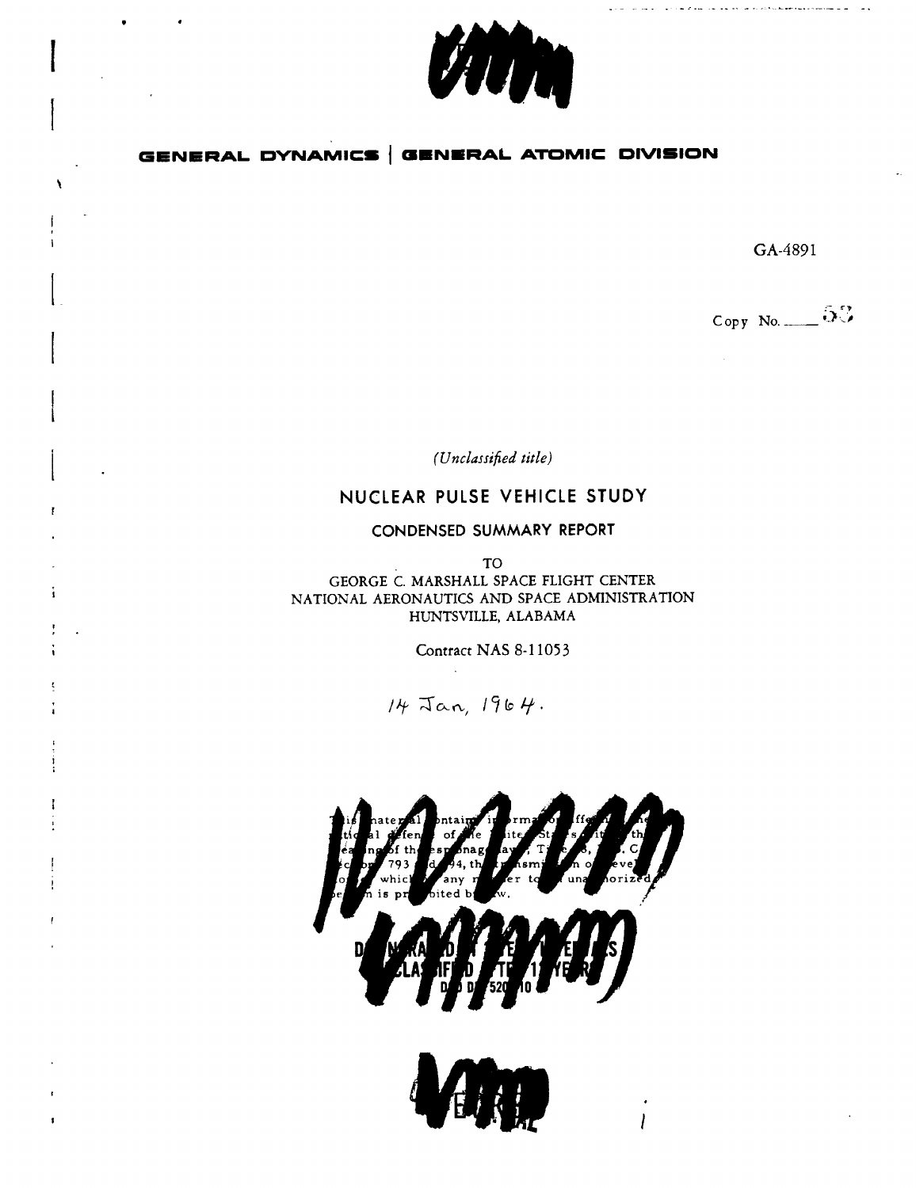GENERAL DYNAMICS | GENERAL ATOMIC DIVISION

GA-4891

Copy No. 53

*(Unclassified title)*

# NUCLEAR PULSE VEHICLE STUDY

## CONDENSED SUMMARY REPORT

TO
GEORGE C. MARSHALL SPACE FLIGHT CENTER
NATIONAL AERONAUTICS AND SPACE ADMINISTRATION
HUNTSVILLE, ALABAMA

Contract NAS 8-11053

14 Jan, 1964.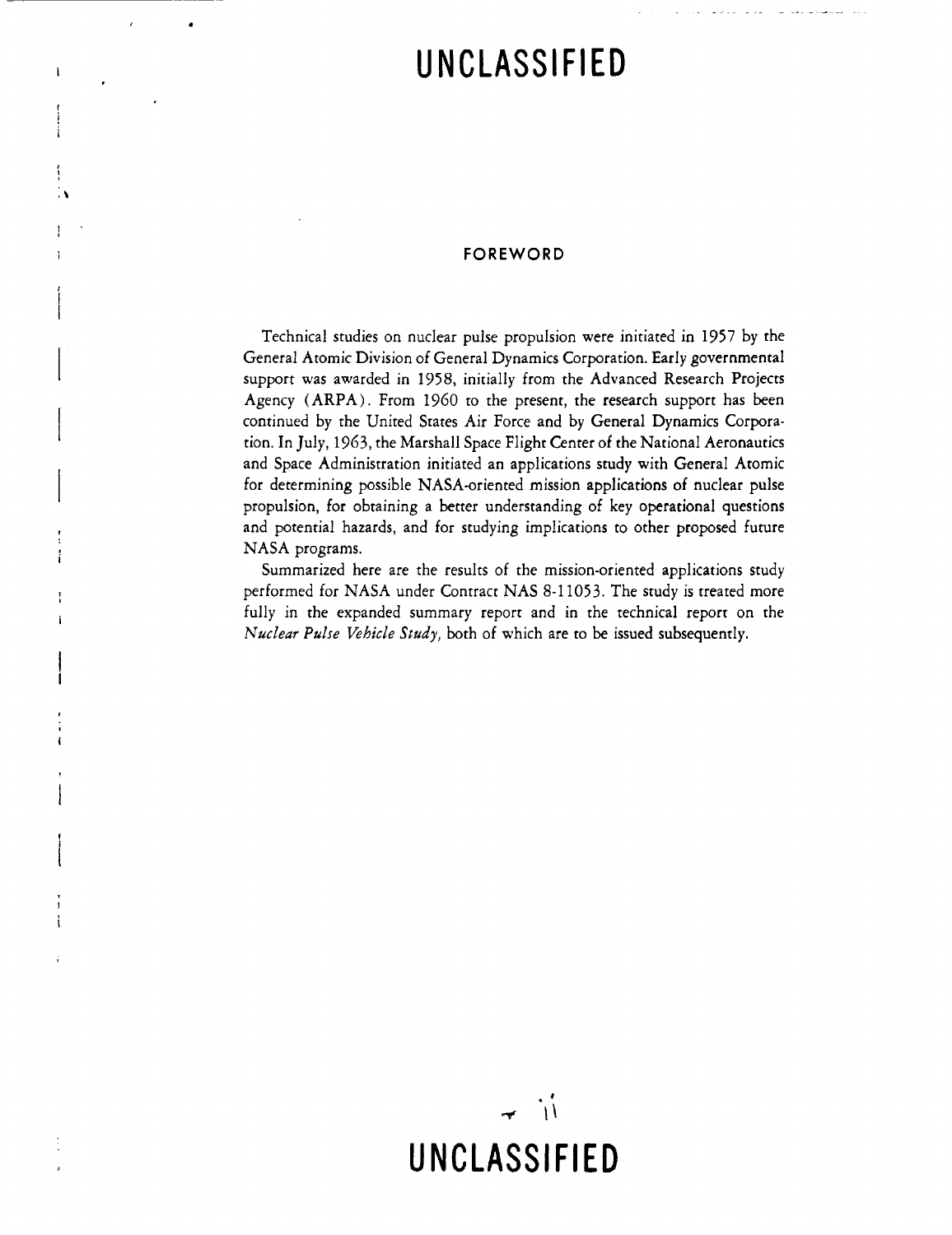# FOREWORD

Technical studies on nuclear pulse propulsion were initiated in 1957 by the General Atomic Division of General Dynamics Corporation. Early governmental support was awarded in 1958, initially from the Advanced Research Projects Agency (ARPA). From 1960 to the present, the research support has been continued by the United States Air Force and by General Dynamics Corporation. In July, 1963, the Marshall Space Flight Center of the National Aeronautics and Space Administration initiated an applications study with General Atomic for determining possible NASA-oriented mission applications of nuclear pulse propulsion, for obtaining a better understanding of key operational questions and potential hazards, and for studying implications to other proposed future NASA programs.

Summarized here are the results of the mission-oriented applications study performed for NASA under Contract NAS 8-11053. The study is treated more fully in the expanded summary report and in the technical report on the *Nuclear Pulse Vehicle Study,* both of which are to be issued subsequently.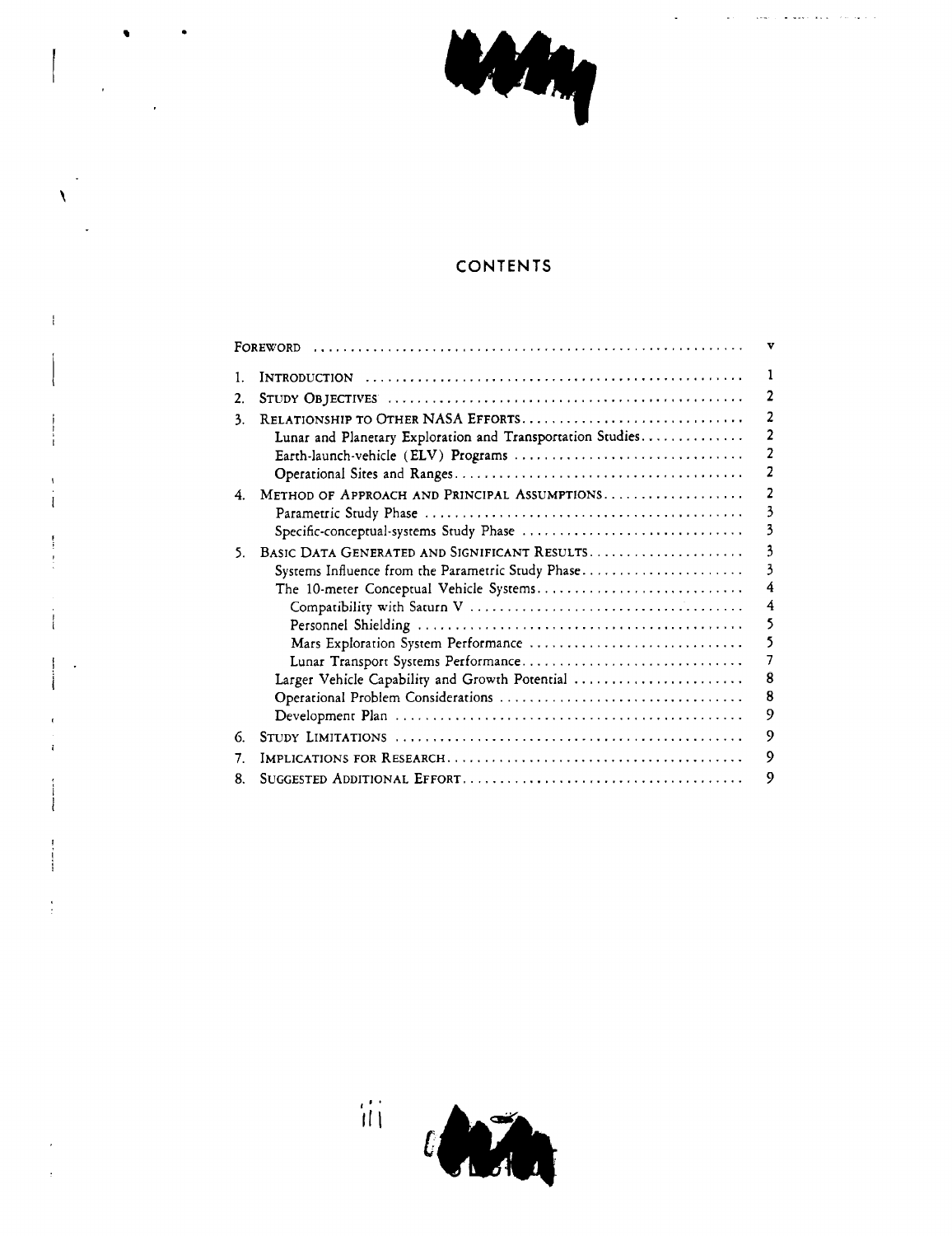## CONTENTS

| | | |
|---|---|---|
| FOREWORD | | v |
| 1. | INTRODUCTION | 1 |
| 2. | STUDY OBJECTIVES | 2 |
| 3. | RELATIONSHIP TO OTHER NASA EFFORTS | 2 |
| | Lunar and Planetary Exploration and Transportation Studies | 2 |
| | Earth-launch-vehicle (ELV) Programs | 2 |
| | Operational Sites and Ranges | 2 |
| 4. | METHOD OF APPROACH AND PRINCIPAL ASSUMPTIONS | 2 |
| | Parametric Study Phase | 3 |
| | Specific-conceptual-systems Study Phase | 3 |
| 5. | BASIC DATA GENERATED AND SIGNIFICANT RESULTS | 3 |
| | Systems Influence from the Parametric Study Phase | 3 |
| | The 10-meter Conceptual Vehicle Systems | 4 |
| | Compatibility with Saturn V | 4 |
| | Personnel Shielding | 5 |
| | Mars Exploration System Performance | 5 |
| | Lunar Transport Systems Performance | 7 |
| | Larger Vehicle Capability and Growth Potential | 8 |
| | Operational Problem Considerations | 8 |
| | Development Plan | 9 |
| 6. | STUDY LIMITATIONS | 9 |
| 7. | IMPLICATIONS FOR RESEARCH | 9 |
| 8. | SUGGESTED ADDITIONAL EFFORT | 9 |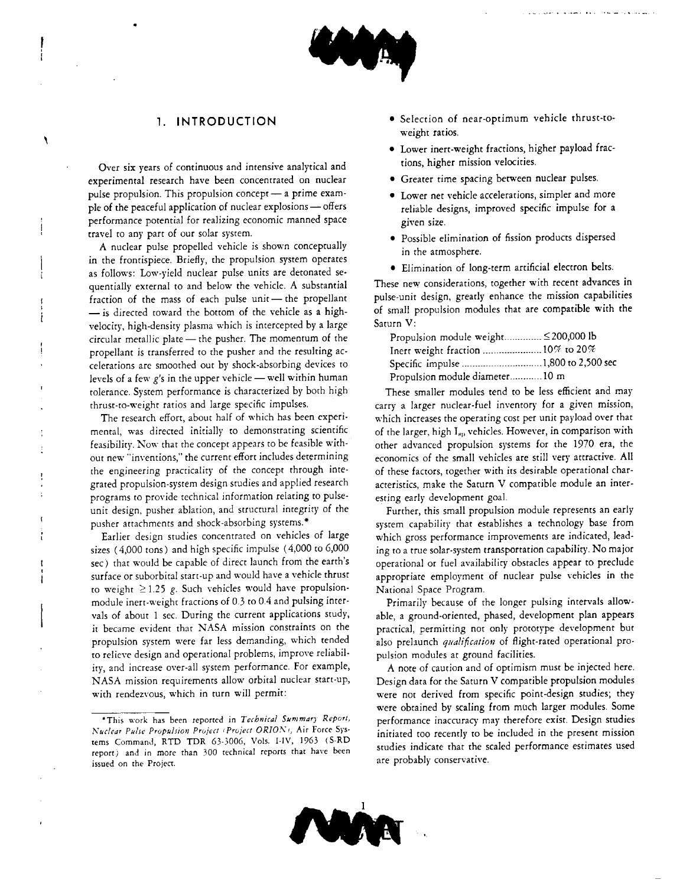# 1. INTRODUCTION

Over six years of continuous and intensive analytical and experimental research have been concentrated on nuclear pulse propulsion. This propulsion concept — a prime example of the peaceful application of nuclear explosions — offers performance potential for realizing economic manned space travel to any part of our solar system.

A nuclear pulse propelled vehicle is shown conceptually in the frontispiece. Briefly, the propulsion system operates as follows: Low-yield nuclear pulse units are detonated sequentially external to and below the vehicle. A substantial fraction of the mass of each pulse unit — the propellant — is directed toward the bottom of the vehicle as a high-velocity, high-density plasma which is intercepted by a large circular metallic plate — the pusher. The momentum of the propellant is transferred to the pusher and the resulting accelerations are smoothed out by shock-absorbing devices to levels of a few *g*'s in the upper vehicle — well within human tolerance. System performance is characterized by both high thrust-to-weight ratios and large specific impulses.

The research effort, about half of which has been experimental, was directed initially to demonstrating scientific feasibility. Now that the concept appears to be feasible without new "inventions," the current effort includes determining the engineering practicality of the concept through integrated propulsion-system design studies and applied research programs to provide technical information relating to pulse-unit design, pusher ablation, and structural integrity of the pusher attachments and shock-absorbing systems.*

Earlier design studies concentrated on vehicles of large sizes (4,000 tons) and high specific impulse (4,000 to 6,000 sec) that would be capable of direct launch from the earth's surface or suborbital start-up and would have a vehicle thrust to weight $\geq 1.25$ *g*. Such vehicles would have propulsion-module inert-weight fractions of 0.3 to 0.4 and pulsing intervals of about 1 sec. During the current applications study, it became evident that NASA mission constraints on the propulsion system were far less demanding, which tended to relieve design and operational problems, improve reliability, and increase over-all system performance. For example, NASA mission requirements allow orbital nuclear start-up, with rendezvous, which in turn will permit:

- Selection of near-optimum vehicle thrust-to-weight ratios.
- Lower inert-weight fractions, higher payload fractions, higher mission velocities.
- Greater time spacing between nuclear pulses.
- Lower net vehicle accelerations, simpler and more reliable designs, improved specific impulse for a given size.
- Possible elimination of fission products dispersed in the atmosphere.
- Elimination of long-term artificial electron belts.

These new considerations, together with recent advances in pulse-unit design, greatly enhance the mission capabilities of small propulsion modules that are compatible with the Saturn V:

| | |
|---|---|
| Propulsion module weight | ≤ 200,000 lb |
| Inert weight fraction | 10% to 20% |
| Specific impulse | 1,800 to 2,500 sec |
| Propulsion module diameter | 10 m |

These smaller modules tend to be less efficient and may carry a larger nuclear-fuel inventory for a given mission, which increases the operating cost per unit payload over that of the larger, high $I_{sp}$ vehicles. However, in comparison with other advanced propulsion systems for the 1970 era, the economics of the small vehicles are still very attractive. All of these factors, together with its desirable operational characteristics, make the Saturn V compatible module an interesting early development goal.

Further, this small propulsion module represents an early system capability that establishes a technology base from which gross performance improvements are indicated, leading to a true solar-system transportation capability. No major operational or fuel availability obstacles appear to preclude appropriate employment of nuclear pulse vehicles in the National Space Program.

Primarily because of the longer pulsing intervals allowable, a ground-oriented, phased, development plan appears practical, permitting not only prototype development but also prelaunch *qualification* of flight-rated operational propulsion modules at ground facilities.

A note of caution and of optimism must be injected here. Design data for the Saturn V compatible propulsion modules were not derived from specific point-design studies; they were obtained by scaling from much larger modules. Some performance inaccuracy may therefore exist. Design studies initiated too recently to be included in the present mission studies indicate that the scaled performance estimates used are probably conservative.

---

*This work has been reported in *Technical Summary Report, Nuclear Pulse Propulsion Project (Project ORION)*, Air Force Systems Command, RTD TDR 63-3006, Vols. I-IV, 1963 (S-RD report) and in more than 300 technical reports that have been issued on the Project.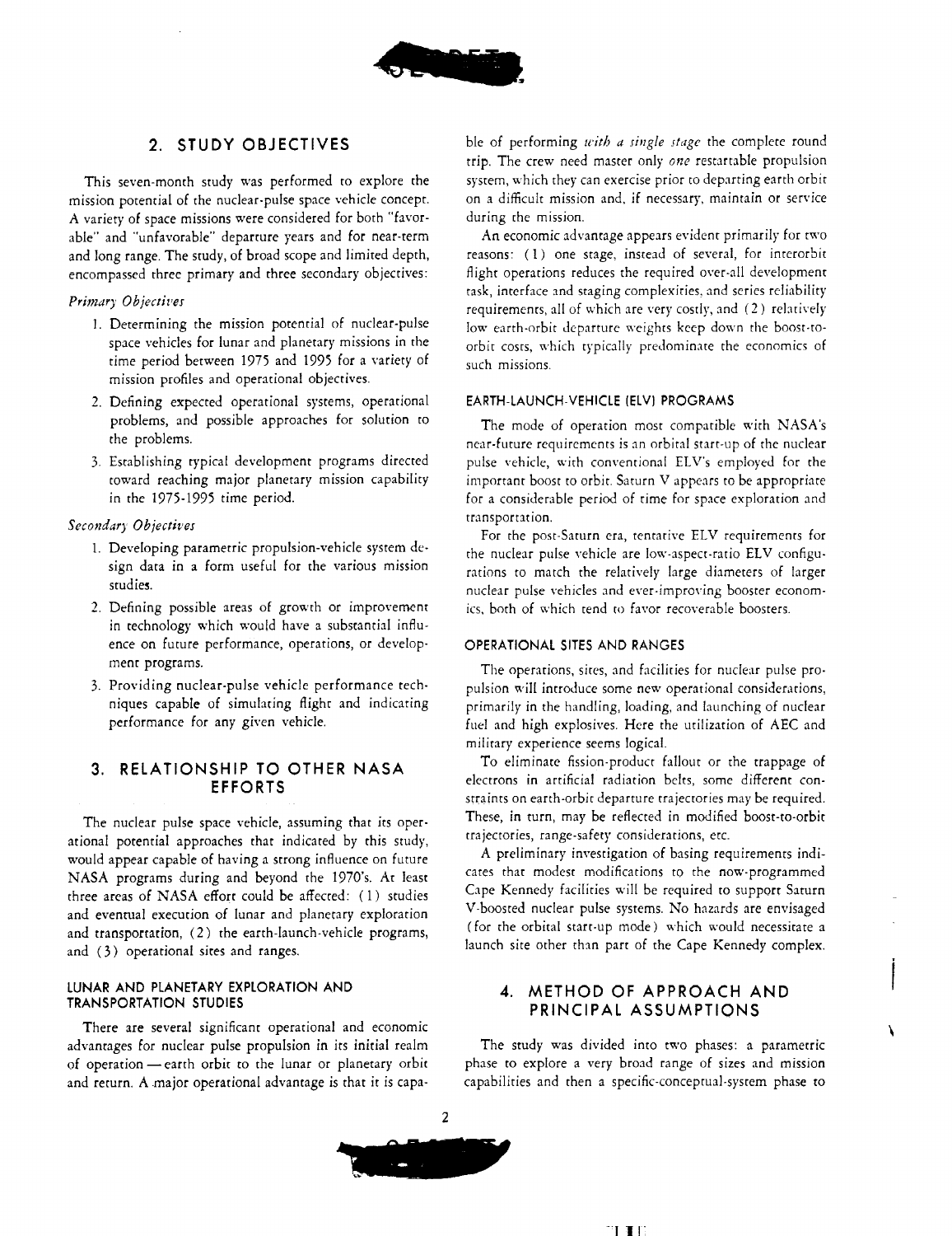## 2. STUDY OBJECTIVES

This seven-month study was performed to explore the mission potential of the nuclear-pulse space vehicle concept. A variety of space missions were considered for both "favorable" and "unfavorable" departure years and for near-term and long range. The study, of broad scope and limited depth, encompassed three primary and three secondary objectives:

*Primary Objectives*

1. Determining the mission potential of nuclear-pulse space vehicles for lunar and planetary missions in the time period between 1975 and 1995 for a variety of mission profiles and operational objectives.
2. Defining expected operational systems, operational problems, and possible approaches for solution to the problems.
3. Establishing typical development programs directed toward reaching major planetary mission capability in the 1975-1995 time period.

*Secondary Objectives*

1. Developing parametric propulsion-vehicle system design data in a form useful for the various mission studies.
2. Defining possible areas of growth or improvement in technology which would have a substantial influence on future performance, operations, or development programs.
3. Providing nuclear-pulse vehicle performance techniques capable of simulating flight and indicating performance for any given vehicle.

## 3. RELATIONSHIP TO OTHER NASA EFFORTS

The nuclear pulse space vehicle, assuming that its operational potential approaches that indicated by this study, would appear capable of having a strong influence on future NASA programs during and beyond the 1970's. At least three areas of NASA effort could be affected: (1) studies and eventual execution of lunar and planetary exploration and transportation, (2) the earth-launch-vehicle programs, and (3) operational sites and ranges.

### LUNAR AND PLANETARY EXPLORATION AND TRANSPORTATION STUDIES

There are several significant operational and economic advantages for nuclear pulse propulsion in its initial realm of operation — earth orbit to the lunar or planetary orbit and return. A major operational advantage is that it is capable of performing *with a single stage* the complete round trip. The crew need master only *one* restartable propulsion system, which they can exercise prior to departing earth orbit on a difficult mission and, if necessary, maintain or service during the mission.

An economic advantage appears evident primarily for two reasons: (1) one stage, instead of several, for interorbit flight operations reduces the required over-all development task, interface and staging complexities, and series reliability requirements, all of which are very costly, and (2) relatively low earth-orbit departure weights keep down the boost-to-orbit costs, which typically predominate the economics of such missions.

### EARTH-LAUNCH-VEHICLE (ELV) PROGRAMS

The mode of operation most compatible with NASA's near-future requirements is an orbital start-up of the nuclear pulse vehicle, with conventional ELV's employed for the important boost to orbit. Saturn V appears to be appropriate for a considerable period of time for space exploration and transportation.

For the post-Saturn era, tentative ELV requirements for the nuclear pulse vehicle are low-aspect-ratio ELV configurations to match the relatively large diameters of larger nuclear pulse vehicles and ever-improving booster economics, both of which tend to favor recoverable boosters.

### OPERATIONAL SITES AND RANGES

The operations, sites, and facilities for nuclear pulse propulsion will introduce some new operational considerations, primarily in the handling, loading, and launching of nuclear fuel and high explosives. Here the utilization of AEC and military experience seems logical.

To eliminate fission-product fallout or the trappage of electrons in artificial radiation belts, some different constraints on earth-orbit departure trajectories may be required. These, in turn, may be reflected in modified boost-to-orbit trajectories, range-safety considerations, etc.

A preliminary investigation of basing requirements indicates that modest modifications to the now-programmed Cape Kennedy facilities will be required to support Saturn V-boosted nuclear pulse systems. No hazards are envisaged (for the orbital start-up mode) which would necessitate a launch site other than part of the Cape Kennedy complex.

## 4. METHOD OF APPROACH AND PRINCIPAL ASSUMPTIONS

The study was divided into two phases: a parametric phase to explore a very broad range of sizes and mission capabilities and then a specific-conceptual-system phase to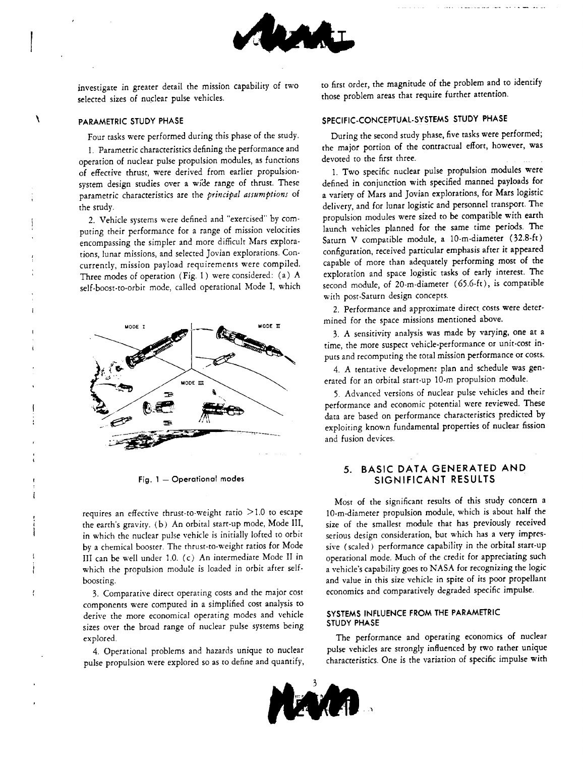investigate in greater detail the mission capability of two selected sizes of nuclear pulse vehicles.

### PARAMETRIC STUDY PHASE

Four tasks were performed during this phase of the study.

1. Parametric characteristics defining the performance and operation of nuclear pulse propulsion modules, as functions of effective thrust, were derived from earlier propulsion-system design studies over a wide range of thrust. These parametric characteristics are the *principal assumptions* of the study.

2. Vehicle systems were defined and "exercised" by computing their performance for a range of mission velocities encompassing the simpler and more difficult Mars explorations, lunar missions, and selected Jovian explorations. Concurrently, mission payload requirements were compiled. Three modes of operation (Fig. 1) were considered: (a) A self-boost-to-orbit mode, called operational Mode I, which requires an effective thrust-to-weight ratio >1.0 to escape the earth's gravity. (b) An orbital start-up mode, Mode III, in which the nuclear pulse vehicle is initially lofted to orbit by a chemical booster. The thrust-to-weight ratios for Mode III can be well under 1.0. (c) An intermediate Mode II in which the propulsion module is loaded in orbit after self-boosting.

Fig. 1 — Operational modes

3. Comparative direct operating costs and the major cost components were computed in a simplified cost analysis to derive the more economical operating modes and vehicle sizes over the broad range of nuclear pulse systems being explored.

4. Operational problems and hazards unique to nuclear pulse propulsion were explored so as to define and quantify, to first order, the magnitude of the problem and to identify those problem areas that require further attention.

### SPECIFIC-CONCEPTUAL-SYSTEMS STUDY PHASE

During the second study phase, five tasks were performed; the major portion of the contractual effort, however, was devoted to the first three.

1. Two specific nuclear pulse propulsion modules were defined in conjunction with specified manned payloads for a variety of Mars and Jovian explorations, for Mars logistic delivery, and for lunar logistic and personnel transport. The propulsion modules were sized to be compatible with earth launch vehicles planned for the same time periods. The Saturn V compatible module, a 10-m-diameter (32.8-ft) configuration, received particular emphasis after it appeared capable of more than adequately performing most of the exploration and space logistic tasks of early interest. The second module, of 20-m-diameter (65.6-ft), is compatible with post-Saturn design concepts.

2. Performance and approximate direct costs were determined for the space missions mentioned above.

3. A sensitivity analysis was made by varying, one at a time, the more suspect vehicle-performance or unit-cost inputs and recomputing the total mission performance or costs.

4. A tentative development plan and schedule was generated for an orbital start-up 10-m propulsion module.

5. Advanced versions of nuclear pulse vehicles and their performance and economic potential were reviewed. These data are based on performance characteristics predicted by exploiting known fundamental properties of nuclear fission and fusion devices.

## 5. BASIC DATA GENERATED AND SIGNIFICANT RESULTS

Most of the significant results of this study concern a 10-m-diameter propulsion module, which is about half the size of the smallest module that has previously received serious design consideration, but which has a very impressive (scaled) performance capability in the orbital start-up operational mode. Much of the credit for appreciating such a vehicle's capability goes to NASA for recognizing the logic and value in this size vehicle in spite of its poor propellant economics and comparatively degraded specific impulse.

### SYSTEMS INFLUENCE FROM THE PARAMETRIC STUDY PHASE

The performance and operating economics of nuclear pulse vehicles are strongly influenced by two rather unique characteristics. One is the variation of specific impulse with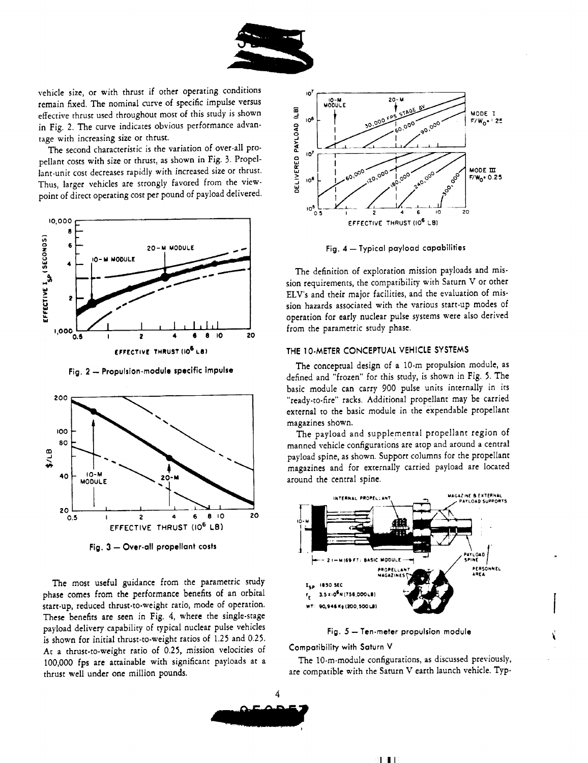vehicle size, or with thrust if other operating conditions remain fixed. The nominal curve of specific impulse versus effective thrust used throughout most of this study is shown in Fig. 2. The curve indicates obvious performance advantage with increasing size or thrust.

The second characteristic is the variation of over-all propellant costs with size or thrust, as shown in Fig. 3. Propellant-unit cost decreases rapidly with increased size or thrust. Thus, larger vehicles are strongly favored from the viewpoint of direct operating cost per pound of payload delivered.

Fig. 2 — Propulsion-module specific impulse

Fig. 3 — Over-all propellant costs

The most useful guidance from the parametric study phase comes from the performance benefits of an orbital start-up, reduced thrust-to-weight ratio, mode of operation. These benefits are seen in Fig. 4, where the single-stage payload delivery capability of typical nuclear pulse vehicles is shown for initial thrust-to-weight ratios of 1.25 and 0.25. At a thrust-to-weight ratio of 0.25, mission velocities of 100,000 fps are attainable with significant payloads at a thrust well under one million pounds.

Fig. 4 — Typical payload capabilities

The definition of exploration mission payloads and mission requirements, the compatibility with Saturn V or other ELV's and their major facilities, and the evaluation of mission hazards associated with the various start-up modes of operation for early nuclear pulse systems were also derived from the parametric study phase.

## THE 10-METER CONCEPTUAL VEHICLE SYSTEMS

The conceptual design of a 10-m propulsion module, as defined and "frozen" for this study, is shown in Fig. 5. The basic module can carry 900 pulse units internally in its "ready-to-fire" racks. Additional propellant may be carried external to the basic module in the expendable propellant magazines shown.

The payload and supplemental propellant region of manned vehicle configurations are atop and around a central payload spine, as shown. Support columns for the propellant magazines and for externally carried payload are located around the central spine.

Fig. 5 — Ten-meter propulsion module

### Compatibility with Saturn V

The 10-m-module configurations, as discussed previously, are compatible with the Saturn V earth launch vehicle. Typ-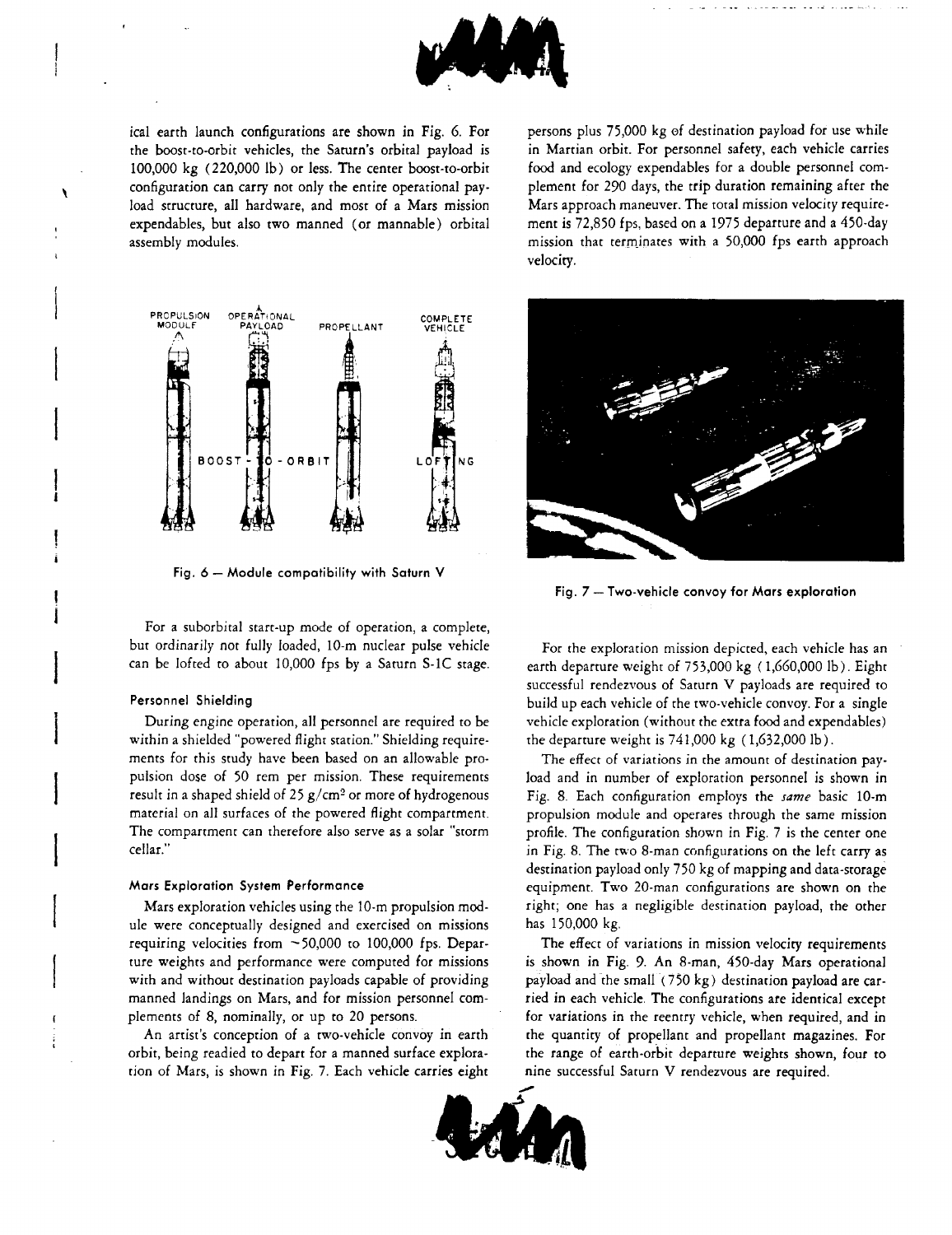ical earth launch configurations are shown in Fig. 6. For the boost-to-orbit vehicles, the Saturn's orbital payload is 100,000 kg (220,000 lb) or less. The center boost-to-orbit configuration can carry not only the entire operational payload structure, all hardware, and most of a Mars mission expendables, but also two manned (or mannable) orbital assembly modules.

Fig. 6 — Module compatibility with Saturn V

For a suborbital start-up mode of operation, a complete, but ordinarily not fully loaded, 10-m nuclear pulse vehicle can be lofted to about 10,000 fps by a Saturn S-1C stage.

### Personnel Shielding

During engine operation, all personnel are required to be within a shielded "powered flight station." Shielding requirements for this study have been based on an allowable propulsion dose of 50 rem per mission. These requirements result in a shaped shield of 25 g/cm$^2$ or more of hydrogenous material on all surfaces of the powered flight compartment. The compartment can therefore also serve as a solar "storm cellar."

### Mars Exploration System Performance

Mars exploration vehicles using the 10-m propulsion module were conceptually designed and exercised on missions requiring velocities from ~50,000 to 100,000 fps. Departure weights and performance were computed for missions with and without destination payloads capable of providing manned landings on Mars, and for mission personnel complements of 8, nominally, or up to 20 persons.

An artist's conception of a two-vehicle convoy in earth orbit, being readied to depart for a manned surface exploration of Mars, is shown in Fig. 7. Each vehicle carries eight persons plus 75,000 kg of destination payload for use while in Martian orbit. For personnel safety, each vehicle carries food and ecology expendables for a double personnel complement for 290 days, the trip duration remaining after the Mars approach maneuver. The total mission velocity requirement is 72,850 fps, based on a 1975 departure and a 450-day mission that terminates with a 50,000 fps earth approach velocity.

Fig. 7 — Two-vehicle convoy for Mars exploration

For the exploration mission depicted, each vehicle has an earth departure weight of 753,000 kg (1,660,000 lb). Eight successful rendezvous of Saturn V payloads are required to build up each vehicle of the two-vehicle convoy. For a single vehicle exploration (without the extra food and expendables) the departure weight is 741,000 kg (1,632,000 lb).

The effect of variations in the amount of destination payload and in number of exploration personnel is shown in Fig. 8. Each configuration employs the *same* basic 10-m propulsion module and operates through the same mission profile. The configuration shown in Fig. 7 is the center one in Fig. 8. The two 8-man configurations on the left carry as destination payload only 750 kg of mapping and data-storage equipment. Two 20-man configurations are shown on the right; one has a negligible destination payload, the other has 150,000 kg.

The effect of variations in mission velocity requirements is shown in Fig. 9. An 8-man, 450-day Mars operational payload and the small (750 kg) destination payload are carried in each vehicle. The configurations are identical except for variations in the reentry vehicle, when required, and in the quantity of propellant and propellant magazines. For the range of earth-orbit departure weights shown, four to nine successful Saturn V rendezvous are required.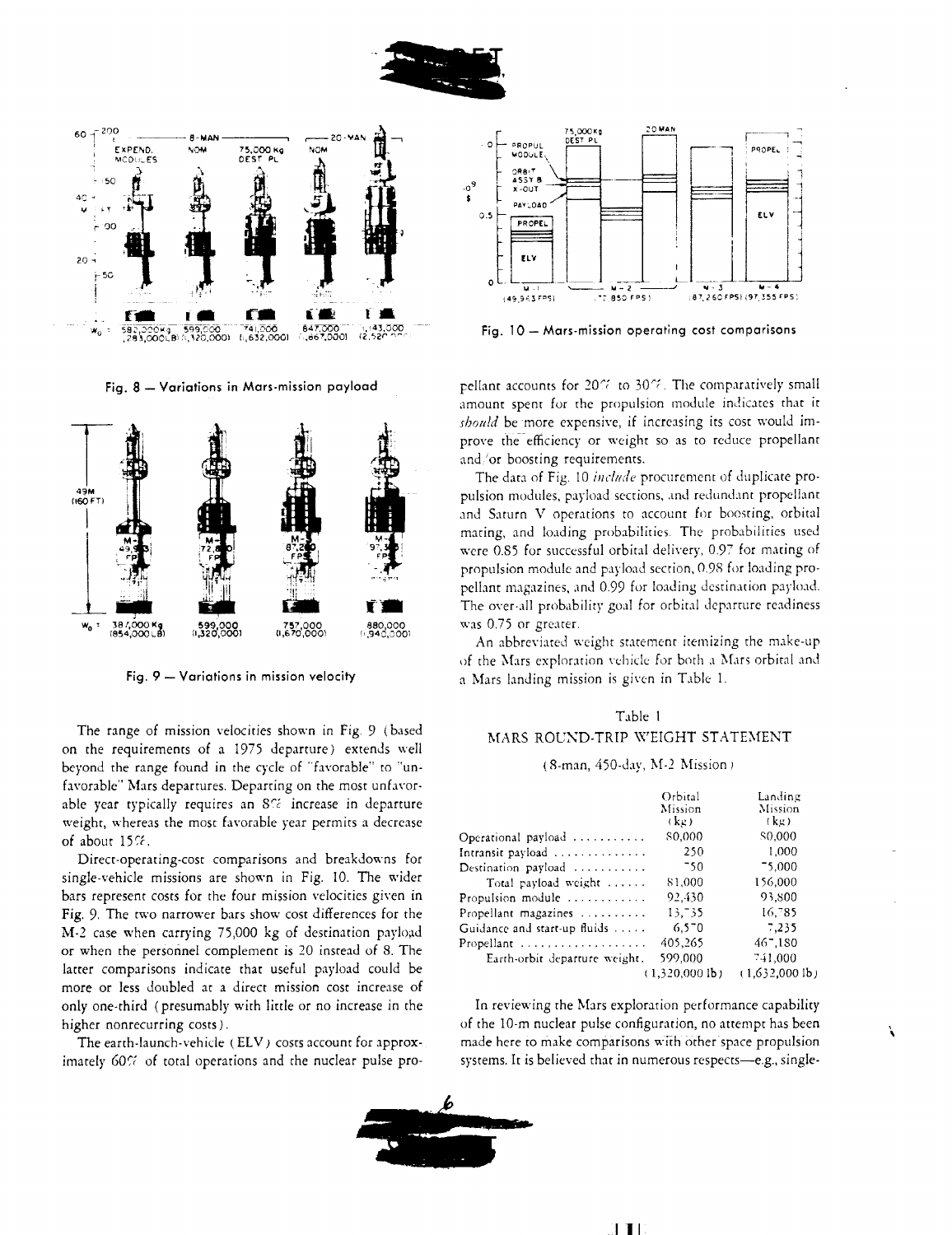Fig. 8 — Variations in Mars-mission payload

Fig. 9 — Variations in mission velocity

The range of mission velocities shown in Fig. 9 (based on the requirements of a 1975 departure) extends well beyond the range found in the cycle of "favorable" to "unfavorable" Mars departures. Departing on the most unfavorable year typically requires an 8% increase in departure weight, whereas the most favorable year permits a decrease of about 15%.

Direct-operating-cost comparisons and breakdowns for single-vehicle missions are shown in Fig. 10. The wider bars represent costs for the four mission velocities given in Fig. 9. The two narrower bars show cost differences for the M-2 case when carrying 75,000 kg of destination payload or when the personnel complement is 20 instead of 8. The latter comparisons indicate that useful payload could be more or less doubled at a direct mission cost increase of only one-third (presumably with little or no increase in the higher nonrecurring costs).

The earth-launch-vehicle (ELV) costs account for approximately 60% of total operations and the nuclear pulse propellant accounts for 20% to 30%. The comparatively small amount spent for the propulsion module indicates that it *should* be more expensive, if increasing its cost would improve the efficiency or weight so as to reduce propellant and/or boosting requirements.

Fig. 10 — Mars-mission operating cost comparisons

The data of Fig. 10 *include* procurement of duplicate propulsion modules, payload sections, and redundant propellant and Saturn V operations to account for boosting, orbital mating, and loading probabilities. The probabilities used were 0.85 for successful orbital delivery, 0.97 for mating of propulsion module and payload section, 0.98 for loading propellant magazines, and 0.99 for loading destination payload. The over-all probability goal for orbital departure readiness was 0.75 or greater.

An abbreviated weight statement itemizing the make-up of the Mars exploration vehicle for both a Mars orbital and a Mars landing mission is given in Table 1.

Table 1
MARS ROUND-TRIP WEIGHT STATEMENT

(8-man, 450-day, M-2 Mission)

| | Orbital Mission (kg) | Landing Mission (kg) |
|---|---|---|
| Operational payload | 80,000 | 80,000 |
| Intransit payload | 250 | 1,000 |
| Destination payload | 750 | 75,000 |
| Total payload weight | 81,000 | 156,000 |
| Propulsion module | 92,430 | 93,800 |
| Propellant magazines | 13,735 | 16,785 |
| Guidance and start-up fluids | 6,570 | 7,235 |
| Propellant | 405,265 | 467,180 |
| Earth-orbit departure weight | 599,000 | 741,000 |
| | (1,320,000 lb) | (1,632,000 lb) |

In reviewing the Mars exploration performance capability of the 10-m nuclear pulse configuration, no attempt has been made here to make comparisons with other space propulsion systems. It is believed that in numerous respects—e.g., single-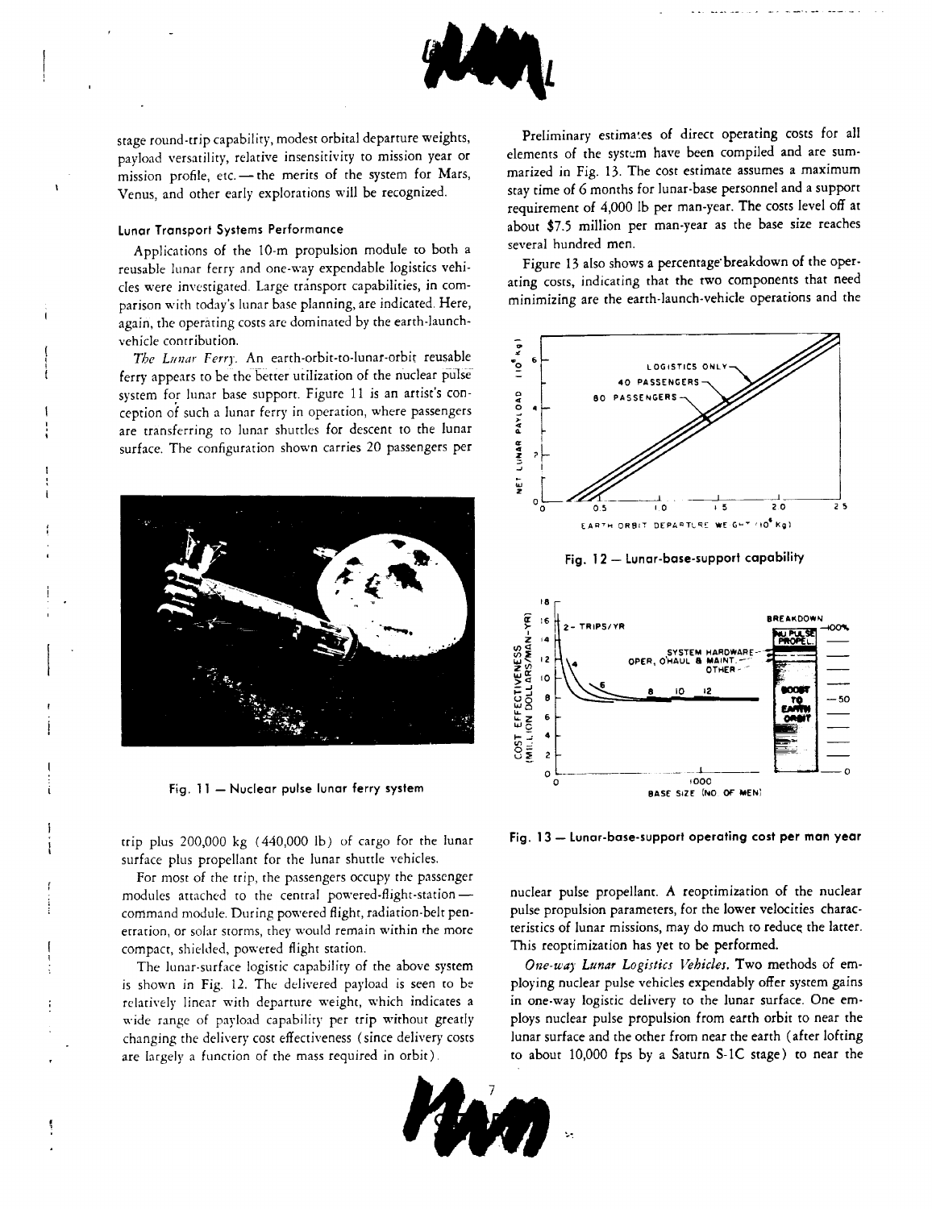stage round-trip capability, modest orbital departure weights, payload versatility, relative insensitivity to mission year or mission profile, etc. — the merits of the system for Mars, Venus, and other early explorations will be recognized.

### Lunar Transport Systems Performance

Applications of the 10-m propulsion module to both a reusable lunar ferry and one-way expendable logistics vehicles were investigated. Large transport capabilities, in comparison with today's lunar base planning, are indicated. Here, again, the operating costs are dominated by the earth-launch-vehicle contribution.

*The Lunar Ferry.* An earth-orbit-to-lunar-orbit reusable ferry appears to be the better utilization of the nuclear pulse system for lunar base support. Figure 11 is an artist's conception of such a lunar ferry in operation, where passengers are transferring to lunar shuttles for descent to the lunar surface. The configuration shown carries 20 passengers per trip plus 200,000 kg (440,000 lb) of cargo for the lunar surface plus propellant for the lunar shuttle vehicles.

Fig. 11 — Nuclear pulse lunar ferry system

For most of the trip, the passengers occupy the passenger modules attached to the central powered-flight-station — command module. During powered flight, radiation-belt penetration, or solar storms, they would remain within the more compact, shielded, powered flight station.

The lunar-surface logistic capability of the above system is shown in Fig. 12. The delivered payload is seen to be relatively linear with departure weight, which indicates a wide range of payload capability per trip without greatly changing the delivery cost effectiveness (since delivery costs are largely a function of the mass required in orbit).

Preliminary estimates of direct operating costs for all elements of the system have been compiled and are summarized in Fig. 13. The cost estimate assumes a maximum stay time of 6 months for lunar-base personnel and a support requirement of 4,000 lb per man-year. The costs level off at about $7.5 million per man-year as the base size reaches several hundred men.

Figure 13 also shows a percentage breakdown of the operating costs, indicating that the two components that need minimizing are the earth-launch-vehicle operations and the nuclear pulse propellant. A reoptimization of the nuclear pulse propulsion parameters, for the lower velocities characteristics of lunar missions, may do much to reduce the latter. This reoptimization has yet to be performed.

Fig. 12 — Lunar-base-support capability

Fig. 13 — Lunar-base-support operating cost per man year

*One-way Lunar Logistics Vehicles.* Two methods of employing nuclear pulse vehicles expendably offer system gains in one-way logistic delivery to the lunar surface. One employs nuclear pulse propulsion from earth orbit to near the lunar surface and the other from near the earth (after lofting to about 10,000 fps by a Saturn S-1C stage) to near the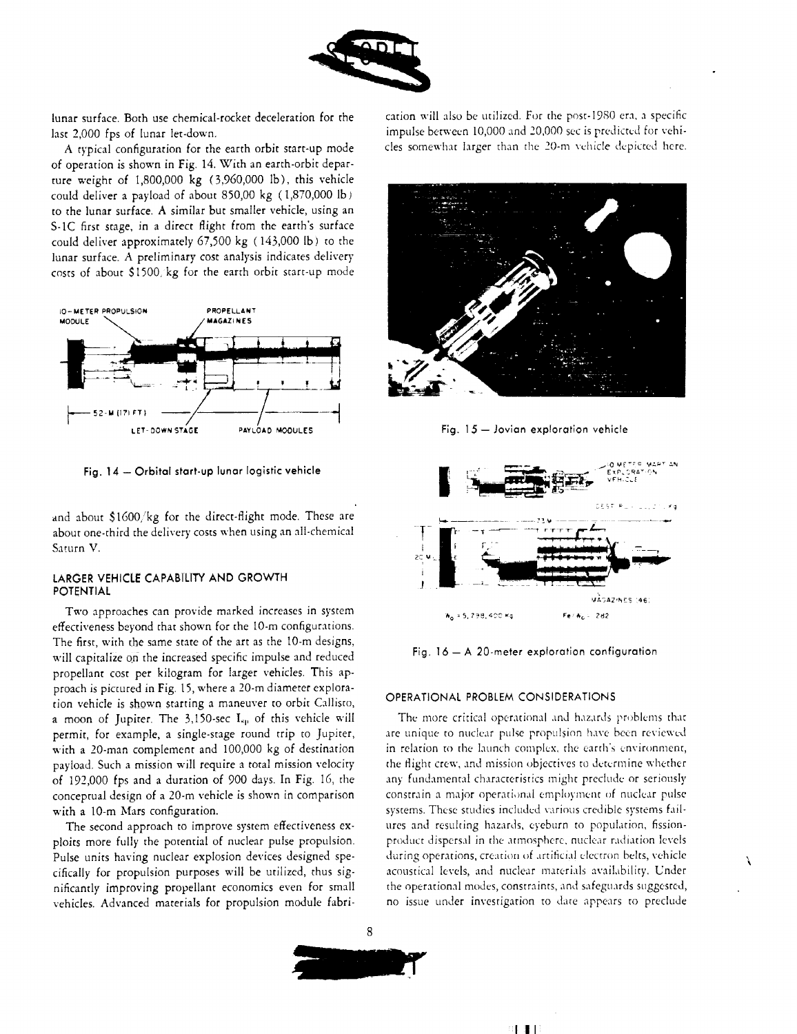lunar surface. Both use chemical-rocket deceleration for the last 2,000 fps of lunar let-down.

A typical configuration for the earth orbit start-up mode of operation is shown in Fig. 14. With an earth-orbit departure weight of 1,800,000 kg (3,960,000 lb), this vehicle could deliver a payload of about 850,00 kg (1,870,000 lb) to the lunar surface. A similar but smaller vehicle, using an S-1C first stage, in a direct flight from the earth's surface could deliver approximately 67,500 kg (143,000 lb) to the lunar surface. A preliminary cost analysis indicates delivery costs of about $1500/kg for the earth orbit start-up mode

Fig. 14 — Orbital start-up lunar logistic vehicle

and about $1600/kg for the direct-flight mode. These are about one-third the delivery costs when using an all-chemical Saturn V.

## LARGER VEHICLE CAPABILITY AND GROWTH POTENTIAL

Two approaches can provide marked increases in system effectiveness beyond that shown for the 10-m configurations. The first, with the same state of the art as the 10-m designs, will capitalize on the increased specific impulse and reduced propellant cost per kilogram for larger vehicles. This approach is pictured in Fig. 15, where a 20-m diameter exploration vehicle is shown starting a maneuver to orbit Callisto, a moon of Jupiter. The 3,150-sec $I_{sp}$ of this vehicle will permit, for example, a single-stage round trip to Jupiter, with a 20-man complement and 100,000 kg of destination payload. Such a mission will require a total mission velocity of 192,000 fps and a duration of 900 days. In Fig. 16, the conceptual design of a 20-m vehicle is shown in comparison with a 10-m Mars configuration.

The second approach to improve system effectiveness exploits more fully the potential of nuclear pulse propulsion. Pulse units having nuclear explosion devices designed specifically for propulsion purposes will be utilized, thus significantly improving propellant economics even for small vehicles. Advanced materials for propulsion module fabrication will also be utilized. For the post-1980 era, a specific impulse between 10,000 and 20,000 sec is predicted for vehicles somewhat larger than the 20-m vehicle depicted here.

Fig. 15 — Jovian exploration vehicle

Fig. 16 — A 20-meter exploration configuration

## OPERATIONAL PROBLEM CONSIDERATIONS

The more critical operational and hazards problems that are unique to nuclear pulse propulsion have been reviewed in relation to the launch complex, the earth's environment, the flight crew, and mission objectives to determine whether any fundamental characteristics might preclude or seriously constrain a major operational employment of nuclear pulse systems. These studies included various credible systems failures and resulting hazards, eyeburn to population, fission-product dispersal in the atmosphere, nuclear radiation levels during operations, creation of artificial electron belts, vehicle acoustical levels, and nuclear materials availability. Under the operational modes, constraints, and safeguards suggested, no issue under investigation to date appears to preclude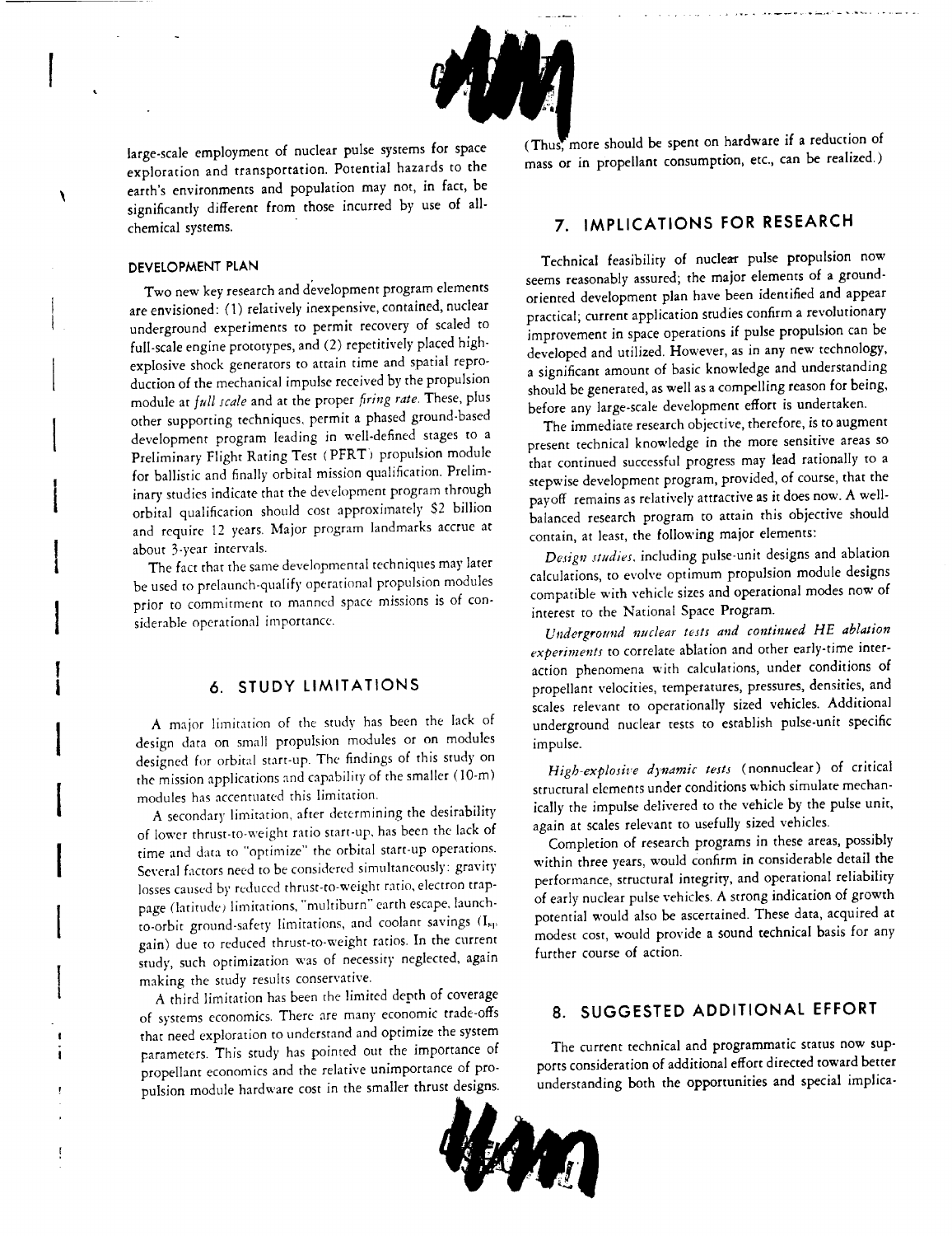large-scale employment of nuclear pulse systems for space exploration and transportation. Potential hazards to the earth's environments and population may not, in fact, be significantly different from those incurred by use of all-chemical systems.

### DEVELOPMENT PLAN

Two new key research and development program elements are envisioned: (1) relatively inexpensive, contained, nuclear underground experiments to permit recovery of scaled to full-scale engine prototypes, and (2) repetitively placed high-explosive shock generators to attain time and spatial reproduction of the mechanical impulse received by the propulsion module at *full scale* and at the proper *firing rate*. These, plus other supporting techniques, permit a phased ground-based development program leading in well-defined stages to a Preliminary Flight Rating Test (PFRT) propulsion module for ballistic and finally orbital mission qualification. Preliminary studies indicate that the development program through orbital qualification should cost approximately $2 billion and require 12 years. Major program landmarks accrue at about 3-year intervals.

The fact that the same developmental techniques may later be used to prelaunch-qualify operational propulsion modules prior to commitment to manned space missions is of considerable operational importance.

## 6. STUDY LIMITATIONS

A major limitation of the study has been the lack of design data on small propulsion modules or on modules designed for orbital start-up. The findings of this study on the mission applications and capability of the smaller (10-m) modules has accentuated this limitation.

A secondary limitation, after determining the desirability of lower thrust-to-weight ratio start-up, has been the lack of time and data to "optimize" the orbital start-up operations. Several factors need to be considered simultaneously: gravity losses caused by reduced thrust-to-weight ratio, electron trappage (latitude) limitations, "multiburn" earth escape, launch-to-orbit ground-safety limitations, and coolant savings ($I_{sp}$ gain) due to reduced thrust-to-weight ratios. In the current study, such optimization was of necessity neglected, again making the study results conservative.

A third limitation has been the limited depth of coverage of systems economics. There are many economic trade-offs that need exploration to understand and optimize the system parameters. This study has pointed out the importance of propellant economics and the relative unimportance of propulsion module hardware cost in the smaller thrust designs. (Thus, more should be spent on hardware if a reduction of mass or in propellant consumption, etc., can be realized.)

## 7. IMPLICATIONS FOR RESEARCH

Technical feasibility of nuclear pulse propulsion now seems reasonably assured; the major elements of a ground-oriented development plan have been identified and appear practical; current application studies confirm a revolutionary improvement in space operations if pulse propulsion can be developed and utilized. However, as in any new technology, a significant amount of basic knowledge and understanding should be generated, as well as a compelling reason for being, before any large-scale development effort is undertaken.

The immediate research objective, therefore, is to augment present technical knowledge in the more sensitive areas so that continued successful progress may lead rationally to a stepwise development program, provided, of course, that the payoff remains as relatively attractive as it does now. A well-balanced research program to attain this objective should contain, at least, the following major elements:

*Design studies*, including pulse-unit designs and ablation calculations, to evolve optimum propulsion module designs compatible with vehicle sizes and operational modes now of interest to the National Space Program.

*Underground nuclear tests and continued HE ablation experiments* to correlate ablation and other early-time interaction phenomena with calculations, under conditions of propellant velocities, temperatures, pressures, densities, and scales relevant to operationally sized vehicles. Additional underground nuclear tests to establish pulse-unit specific impulse.

*High-explosive dynamic tests* (nonnuclear) of critical structural elements under conditions which simulate mechanically the impulse delivered to the vehicle by the pulse unit, again at scales relevant to usefully sized vehicles.

Completion of research programs in these areas, possibly within three years, would confirm in considerable detail the performance, structural integrity, and operational reliability of early nuclear pulse vehicles. A strong indication of growth potential would also be ascertained. These data, acquired at modest cost, would provide a sound technical basis for any further course of action.

## 8. SUGGESTED ADDITIONAL EFFORT

The current technical and programmatic status now supports consideration of additional effort directed toward better understanding both the opportunities and special implica-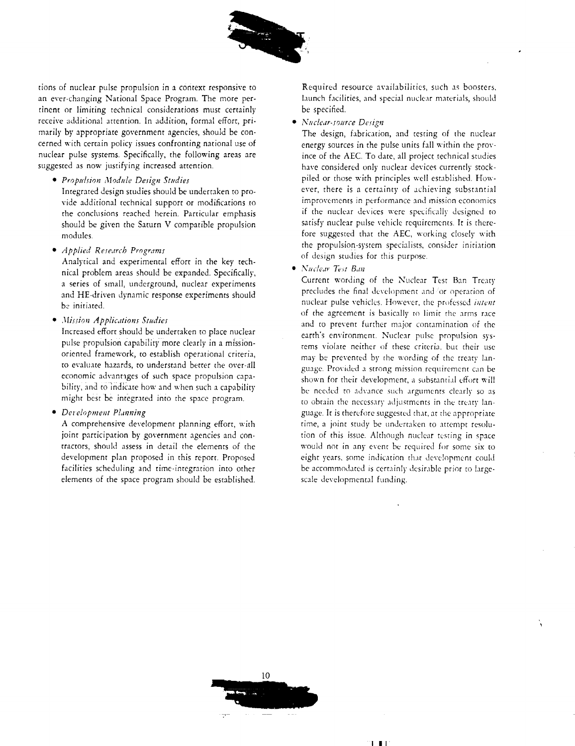tions of nuclear pulse propulsion in a context responsive to an ever-changing National Space Program. The more pertinent or limiting technical considerations must certainly receive additional attention. In addition, formal effort, primarily by appropriate government agencies, should be concerned with certain policy issues confronting national use of nuclear pulse systems. Specifically, the following areas are suggested as now justifying increased attention.

- *Propulsion Module Design Studies*

  Integrated design studies should be undertaken to provide additional technical support or modifications to the conclusions reached herein. Particular emphasis should be given the Saturn V compatible propulsion modules.

- *Applied Research Programs*

  Analytical and experimental effort in the key technical problem areas should be expanded. Specifically, a series of small, underground, nuclear experiments and HE-driven dynamic response experiments should be initiated.

- *Mission Applications Studies*

  Increased effort should be undertaken to place nuclear pulse propulsion capability more clearly in a mission-oriented framework, to establish operational criteria, to evaluate hazards, to understand better the over-all economic advantages of such space propulsion capability, and to indicate how and when such a capability might best be integrated into the space program.

- *Development Planning*

  A comprehensive development planning effort, with joint participation by government agencies and contractors, should assess in detail the elements of the development plan proposed in this report. Proposed facilities scheduling and time-integration into other elements of the space program should be established. Required resource availabilities, such as boosters, launch facilities, and special nuclear materials, should be specified.

- *Nuclear-source Design*

  The design, fabrication, and testing of the nuclear energy sources in the pulse units fall within the province of the AEC. To date, all project technical studies have considered only nuclear devices currently stockpiled or those with principles well established. However, there is a certainty of achieving substantial improvements in performance and mission economics if the nuclear devices were specifically designed to satisfy nuclear pulse vehicle requirements. It is therefore suggested that the AEC, working closely with the propulsion-system specialists, consider initiation of design studies for this purpose.

- *Nuclear Test Ban*

  Current wording of the Nuclear Test Ban Treaty precludes the final development and/or operation of nuclear pulse vehicles. However, the professed *intent* of the agreement is basically to limit the arms race and to prevent further major contamination of the earth's environment. Nuclear pulse propulsion systems violate neither of these criteria, but their use may be prevented by the wording of the treaty language. Provided a strong mission requirement can be shown for their development, a substantial effort will be needed to advance such arguments clearly so as to obtain the necessary adjustments in the treaty language. It is therefore suggested that, at the appropriate time, a joint study be undertaken to attempt resolution of this issue. Although nuclear testing in space would not in any event be required for some six to eight years, some indication that development could be accommodated is certainly desirable prior to large-scale developmental funding.